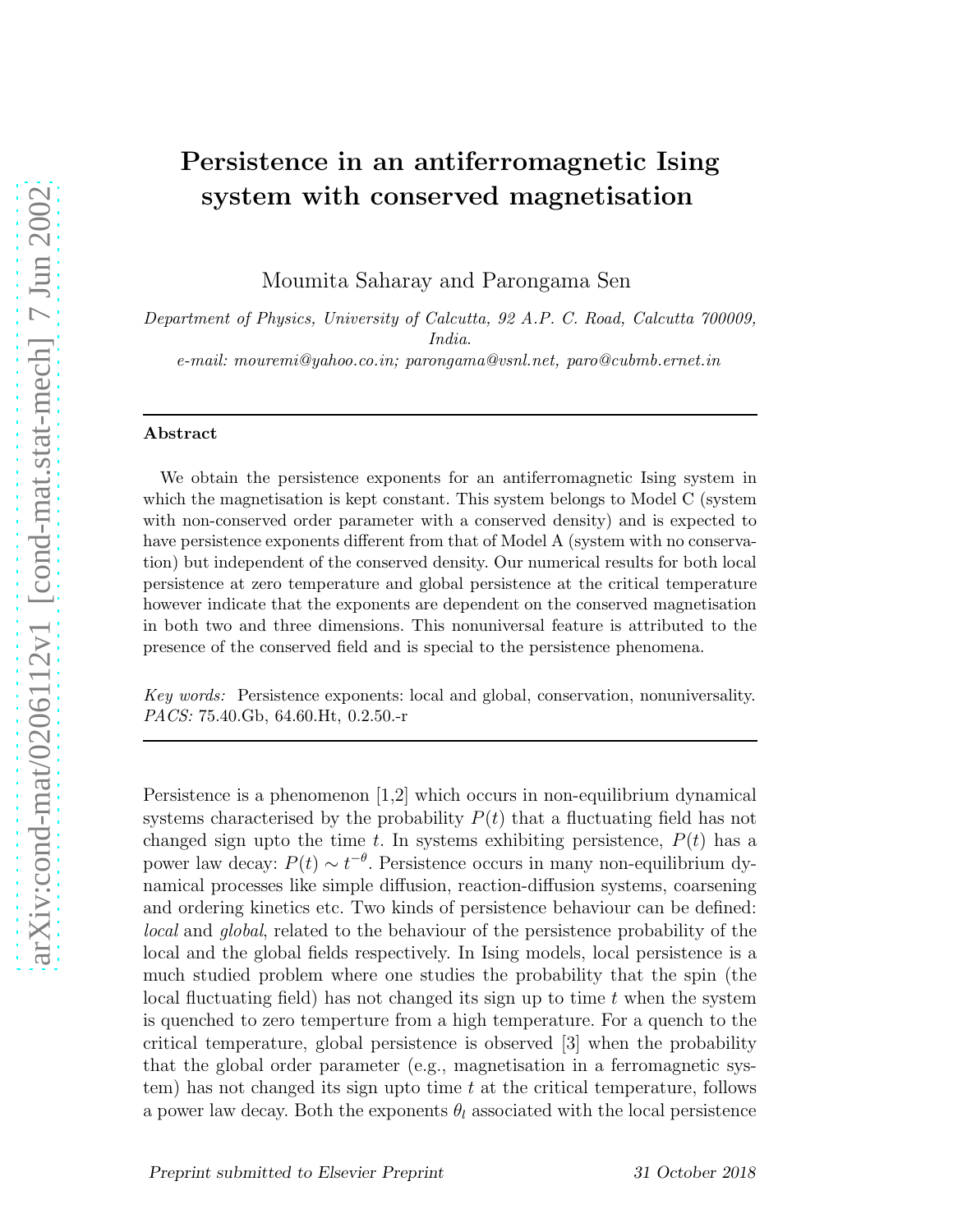# Persistence in an antiferromagnetic Ising system with conserved magnetisation

Moumita Saharay and Parongama Sen

*Department of Physics, University of Calcutta, 92 A.P. C. Road, Calcutta 700009, India.*

*e-mail: mouremi@yahoo.co.in; parongama@vsnl.net, paro@cubmb.ernet.in*

---

**Abstract**

We obtain the persistence exponents for an antiferromagnetic Ising system in which the magnetisation is kept constant. This system belongs to Model C (system with non-conserved order parameter with a conserved density) and is expected to have persistence exponents different from that of Model A (system with no conservation) but independent of the conserved density. Our numerical results for both local persistence at zero temperature and global persistence at the critical temperature however indicate that the exponents are dependent on the conserved magnetisation in both two and three dimensions. This nonuniversal feature is attributed to the presence of the conserved field and is special to the persistence phenomena.

*Key words:* Persistence exponents: local and global, conservation, nonuniversality.
*PACS:* 75.40.Gb, 64.60.Ht, 0.2.50.-r

---

Persistence is a phenomenon [1,2] which occurs in non-equilibrium dynamical systems characterised by the probability $P(t)$ that a fluctuating field has not changed sign upto the time $t$. In systems exhibiting persistence, $P(t)$ has a power law decay: $P(t) \sim t^{-\theta}$. Persistence occurs in many non-equilibrium dynamical processes like simple diffusion, reaction-diffusion systems, coarsening and ordering kinetics etc. Two kinds of persistence behaviour can be defined: *local* and *global*, related to the behaviour of the persistence probability of the local and the global fields respectively. In Ising models, local persistence is a much studied problem where one studies the probability that the spin (the local fluctuating field) has not changed its sign up to time $t$ when the system is quenched to zero temperture from a high temperature. For a quench to the critical temperature, global persistence is observed [3] when the probability that the global order parameter (e.g., magnetisation in a ferromagnetic system) has not changed its sign upto time $t$ at the critical temperature, follows a power law decay. Both the exponents $\theta_l$ associated with the local persistence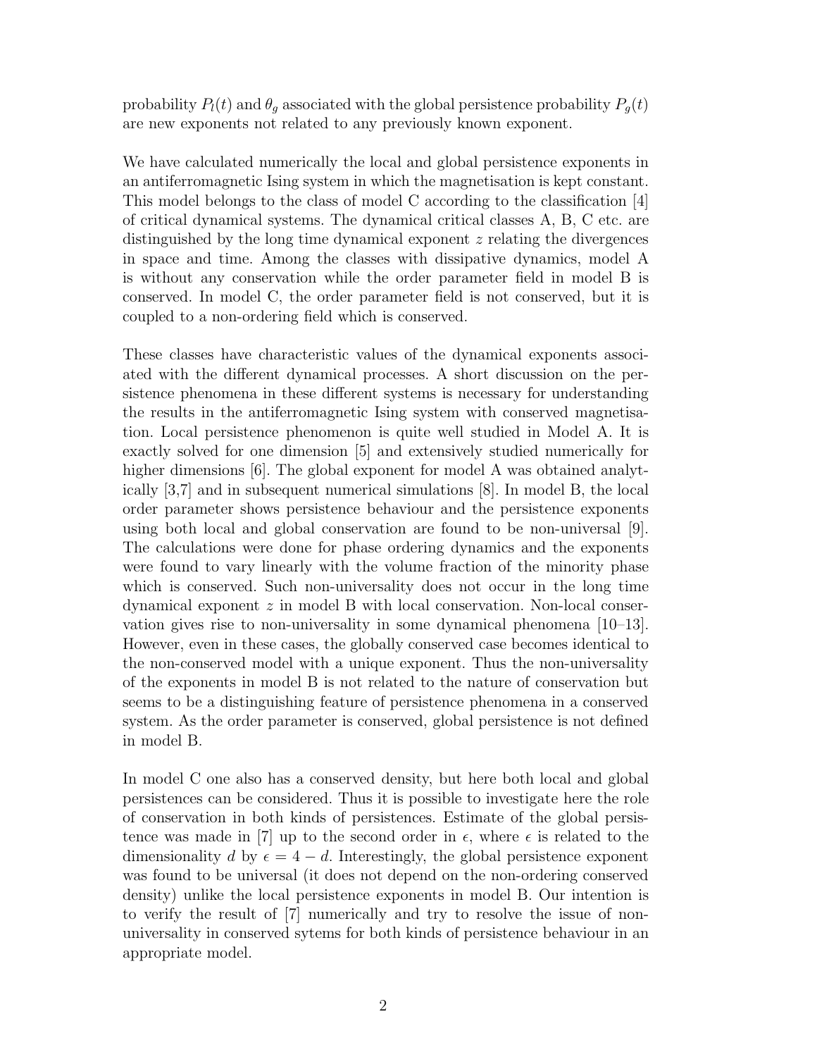probability $P_l(t)$ and $\theta_g$ associated with the global persistence probability $P_g(t)$ are new exponents not related to any previously known exponent.

We have calculated numerically the local and global persistence exponents in an antiferromagnetic Ising system in which the magnetisation is kept constant. This model belongs to the class of model C according to the classification [4] of critical dynamical systems. The dynamical critical classes A, B, C etc. are distinguished by the long time dynamical exponent $z$ relating the divergences in space and time. Among the classes with dissipative dynamics, model A is without any conservation while the order parameter field in model B is conserved. In model C, the order parameter field is not conserved, but it is coupled to a non-ordering field which is conserved.

These classes have characteristic values of the dynamical exponents associated with the different dynamical processes. A short discussion on the persistence phenomena in these different systems is necessary for understanding the results in the antiferromagnetic Ising system with conserved magnetisation. Local persistence phenomenon is quite well studied in Model A. It is exactly solved for one dimension [5] and extensively studied numerically for higher dimensions [6]. The global exponent for model A was obtained analytically [3,7] and in subsequent numerical simulations [8]. In model B, the local order parameter shows persistence behaviour and the persistence exponents using both local and global conservation are found to be non-universal [9]. The calculations were done for phase ordering dynamics and the exponents were found to vary linearly with the volume fraction of the minority phase which is conserved. Such non-universality does not occur in the long time dynamical exponent $z$ in model B with local conservation. Non-local conservation gives rise to non-universality in some dynamical phenomena [10–13]. However, even in these cases, the globally conserved case becomes identical to the non-conserved model with a unique exponent. Thus the non-universality of the exponents in model B is not related to the nature of conservation but seems to be a distinguishing feature of persistence phenomena in a conserved system. As the order parameter is conserved, global persistence is not defined in model B.

In model C one also has a conserved density, but here both local and global persistences can be considered. Thus it is possible to investigate here the role of conservation in both kinds of persistences. Estimate of the global persistence was made in [7] up to the second order in $\epsilon$, where $\epsilon$ is related to the dimensionality $d$ by $\epsilon = 4 - d$. Interestingly, the global persistence exponent was found to be universal (it does not depend on the non-ordering conserved density) unlike the local persistence exponents in model B. Our intention is to verify the result of [7] numerically and try to resolve the issue of non-universality in conserved sytems for both kinds of persistence behaviour in an appropriate model.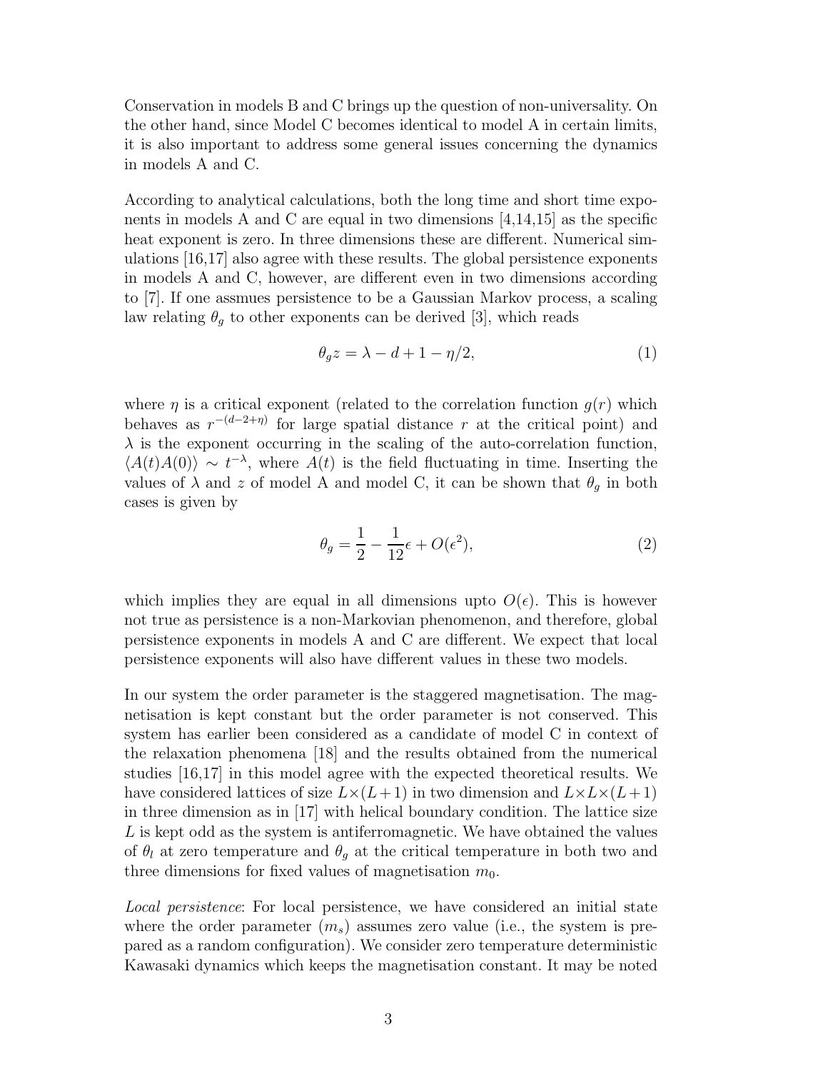Conservation in models B and C brings up the question of non-universality. On the other hand, since Model C becomes identical to model A in certain limits, it is also important to address some general issues concerning the dynamics in models A and C.

According to analytical calculations, both the long time and short time exponents in models A and C are equal in two dimensions [4,14,15] as the specific heat exponent is zero. In three dimensions these are different. Numerical simulations [16,17] also agree with these results. The global persistence exponents in models A and C, however, are different even in two dimensions according to [7]. If one assmues persistence to be a Gaussian Markov process, a scaling law relating $\theta_g$ to other exponents can be derived [3], which reads

$$\theta_g z = \lambda - d + 1 - \eta/2, \tag{1}$$

where $\eta$ is a critical exponent (related to the correlation function $g(r)$ which behaves as $r^{-(d-2+\eta)}$ for large spatial distance $r$ at the critical point) and $\lambda$ is the exponent occurring in the scaling of the auto-correlation function, $\langle A(t)A(0)\rangle \sim t^{-\lambda}$, where $A(t)$ is the field fluctuating in time. Inserting the values of $\lambda$ and $z$ of model A and model C, it can be shown that $\theta_g$ in both cases is given by

$$\theta_g = \frac{1}{2} - \frac{1}{12}\epsilon + O(\epsilon^2), \tag{2}$$

which implies they are equal in all dimensions upto $O(\epsilon)$. This is however not true as persistence is a non-Markovian phenomenon, and therefore, global persistence exponents in models A and C are different. We expect that local persistence exponents will also have different values in these two models.

In our system the order parameter is the staggered magnetisation. The magnetisation is kept constant but the order parameter is not conserved. This system has earlier been considered as a candidate of model C in context of the relaxation phenomena [18] and the results obtained from the numerical studies [16,17] in this model agree with the expected theoretical results. We have considered lattices of size $L \times (L+1)$ in two dimension and $L \times L \times (L+1)$ in three dimension as in [17] with helical boundary condition. The lattice size $L$ is kept odd as the system is antiferromagnetic. We have obtained the values of $\theta_l$ at zero temperature and $\theta_g$ at the critical temperature in both two and three dimensions for fixed values of magnetisation $m_0$.

*Local persistence*: For local persistence, we have considered an initial state where the order parameter ($m_s$) assumes zero value (i.e., the system is prepared as a random configuration). We consider zero temperature deterministic Kawasaki dynamics which keeps the magnetisation constant. It may be noted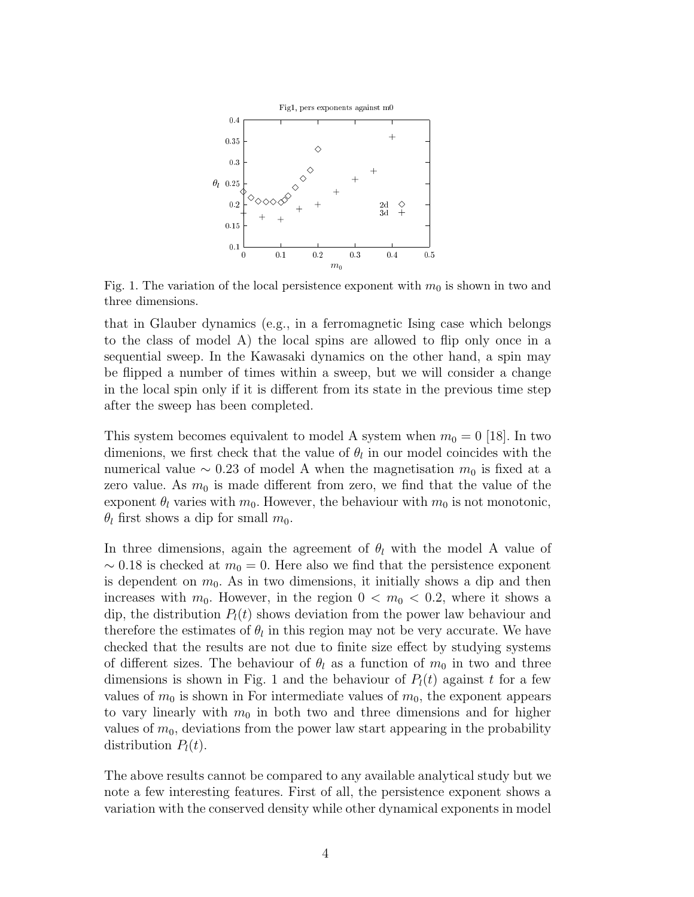Fig. 1. The variation of the local persistence exponent with $m_0$ is shown in two and three dimensions.

that in Glauber dynamics (e.g., in a ferromagnetic Ising case which belongs to the class of model A) the local spins are allowed to flip only once in a sequential sweep. In the Kawasaki dynamics on the other hand, a spin may be flipped a number of times within a sweep, but we will consider a change in the local spin only if it is different from its state in the previous time step after the sweep has been completed.

This system becomes equivalent to model A system when $m_0 = 0$ [18]. In two dimenions, we first check that the value of $\theta_l$ in our model coincides with the numerical value $\sim 0.23$ of model A when the magnetisation $m_0$ is fixed at a zero value. As $m_0$ is made different from zero, we find that the value of the exponent $\theta_l$ varies with $m_0$. However, the behaviour with $m_0$ is not monotonic, $\theta_l$ first shows a dip for small $m_0$.

In three dimensions, again the agreement of $\theta_l$ with the model A value of $\sim 0.18$ is checked at $m_0 = 0$. Here also we find that the persistence exponent is dependent on $m_0$. As in two dimensions, it initially shows a dip and then increases with $m_0$. However, in the region $0 < m_0 < 0.2$, where it shows a dip, the distribution $P_l(t)$ shows deviation from the power law behaviour and therefore the estimates of $\theta_l$ in this region may not be very accurate. We have checked that the results are not due to finite size effect by studying systems of different sizes. The behaviour of $\theta_l$ as a function of $m_0$ in two and three dimensions is shown in Fig. 1 and the behaviour of $P_l(t)$ against $t$ for a few values of $m_0$ is shown in For intermediate values of $m_0$, the exponent appears to vary linearly with $m_0$ in both two and three dimensions and for higher values of $m_0$, deviations from the power law start appearing in the probability distribution $P_l(t)$.

The above results cannot be compared to any available analytical study but we note a few interesting features. First of all, the persistence exponent shows a variation with the conserved density while other dynamical exponents in model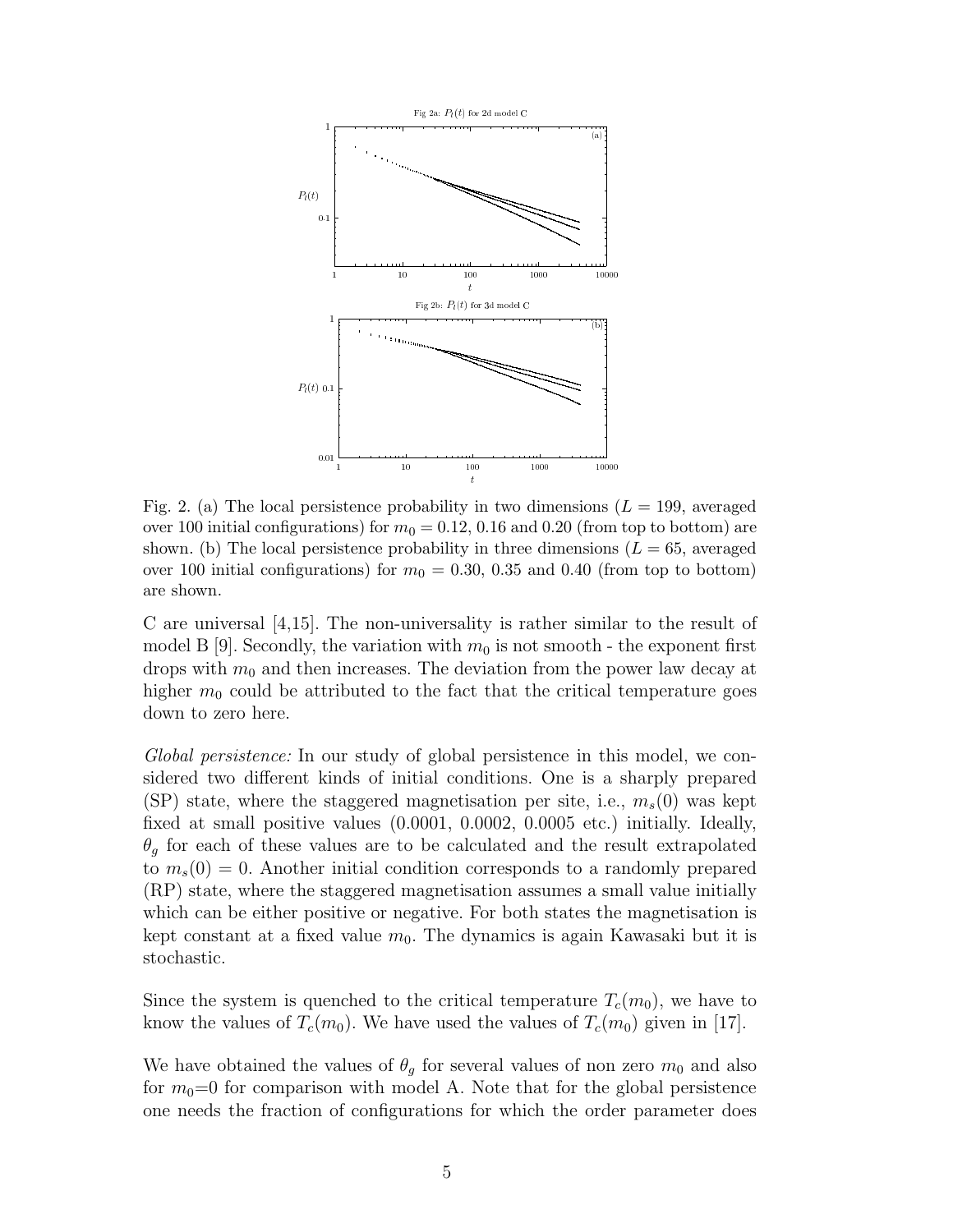Fig. 2. (a) The local persistence probability in two dimensions ($L = 199$, averaged over 100 initial configurations) for $m_0 = 0.12$, 0.16 and 0.20 (from top to bottom) are shown. (b) The local persistence probability in three dimensions ($L = 65$, averaged over 100 initial configurations) for $m_0 = 0.30$, 0.35 and 0.40 (from top to bottom) are shown.

C are universal [4,15]. The non-universality is rather similar to the result of model B [9]. Secondly, the variation with $m_0$ is not smooth - the exponent first drops with $m_0$ and then increases. The deviation from the power law decay at higher $m_0$ could be attributed to the fact that the critical temperature goes down to zero here.

*Global persistence:* In our study of global persistence in this model, we considered two different kinds of initial conditions. One is a sharply prepared (SP) state, where the staggered magnetisation per site, i.e., $m_s(0)$ was kept fixed at small positive values (0.0001, 0.0002, 0.0005 etc.) initially. Ideally, $\theta_g$ for each of these values are to be calculated and the result extrapolated to $m_s(0) = 0$. Another initial condition corresponds to a randomly prepared (RP) state, where the staggered magnetisation assumes a small value initially which can be either positive or negative. For both states the magnetisation is kept constant at a fixed value $m_0$. The dynamics is again Kawasaki but it is stochastic.

Since the system is quenched to the critical temperature $T_c(m_0)$, we have to know the values of $T_c(m_0)$. We have used the values of $T_c(m_0)$ given in [17].

We have obtained the values of $\theta_g$ for several values of non zero $m_0$ and also for $m_0$=0 for comparison with model A. Note that for the global persistence one needs the fraction of configurations for which the order parameter does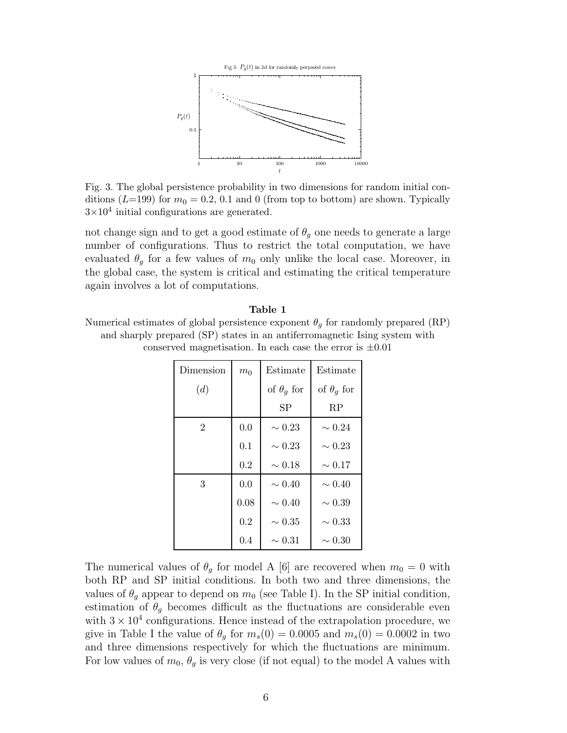Fig. 3. The global persistence probability in two dimensions for random initial conditions ($L$=199) for $m_0 = 0.2$, 0.1 and 0 (from top to bottom) are shown. Typically $3{\times}10^4$ initial configurations are generated.

not change sign and to get a good estimate of $\theta_g$ one needs to generate a large number of configurations. Thus to restrict the total computation, we have evaluated $\theta_g$ for a few values of $m_0$ only unlike the local case. Moreover, in the global case, the system is critical and estimating the critical temperature again involves a lot of computations.

**Table 1**

Numerical estimates of global persistence exponent $\theta_g$ for randomly prepared (RP) and sharply prepared (SP) states in an antiferromagnetic Ising system with conserved magnetisation. In each case the error is $\pm 0.01$

| Dimension ($d$) | $m_0$ | Estimate of $\theta_g$ for SP | Estimate of $\theta_g$ for RP |
|---|---|---|---|
| 2 | 0.0 | $\sim 0.23$ | $\sim 0.24$ |
| | 0.1 | $\sim 0.23$ | $\sim 0.23$ |
| | 0.2 | $\sim 0.18$ | $\sim 0.17$ |
| 3 | 0.0 | $\sim 0.40$ | $\sim 0.40$ |
| | 0.08 | $\sim 0.40$ | $\sim 0.39$ |
| | 0.2 | $\sim 0.35$ | $\sim 0.33$ |
| | 0.4 | $\sim 0.31$ | $\sim 0.30$ |

The numerical values of $\theta_g$ for model A [6] are recovered when $m_0 = 0$ with both RP and SP initial conditions. In both two and three dimensions, the values of $\theta_g$ appear to depend on $m_0$ (see Table I). In the SP initial condition, estimation of $\theta_g$ becomes difficult as the fluctuations are considerable even with $3 \times 10^4$ configurations. Hence instead of the extrapolation procedure, we give in Table I the value of $\theta_g$ for $m_s(0) = 0.0005$ and $m_s(0) = 0.0002$ in two and three dimensions respectively for which the fluctuations are minimum. For low values of $m_0$, $\theta_g$ is very close (if not equal) to the model A values with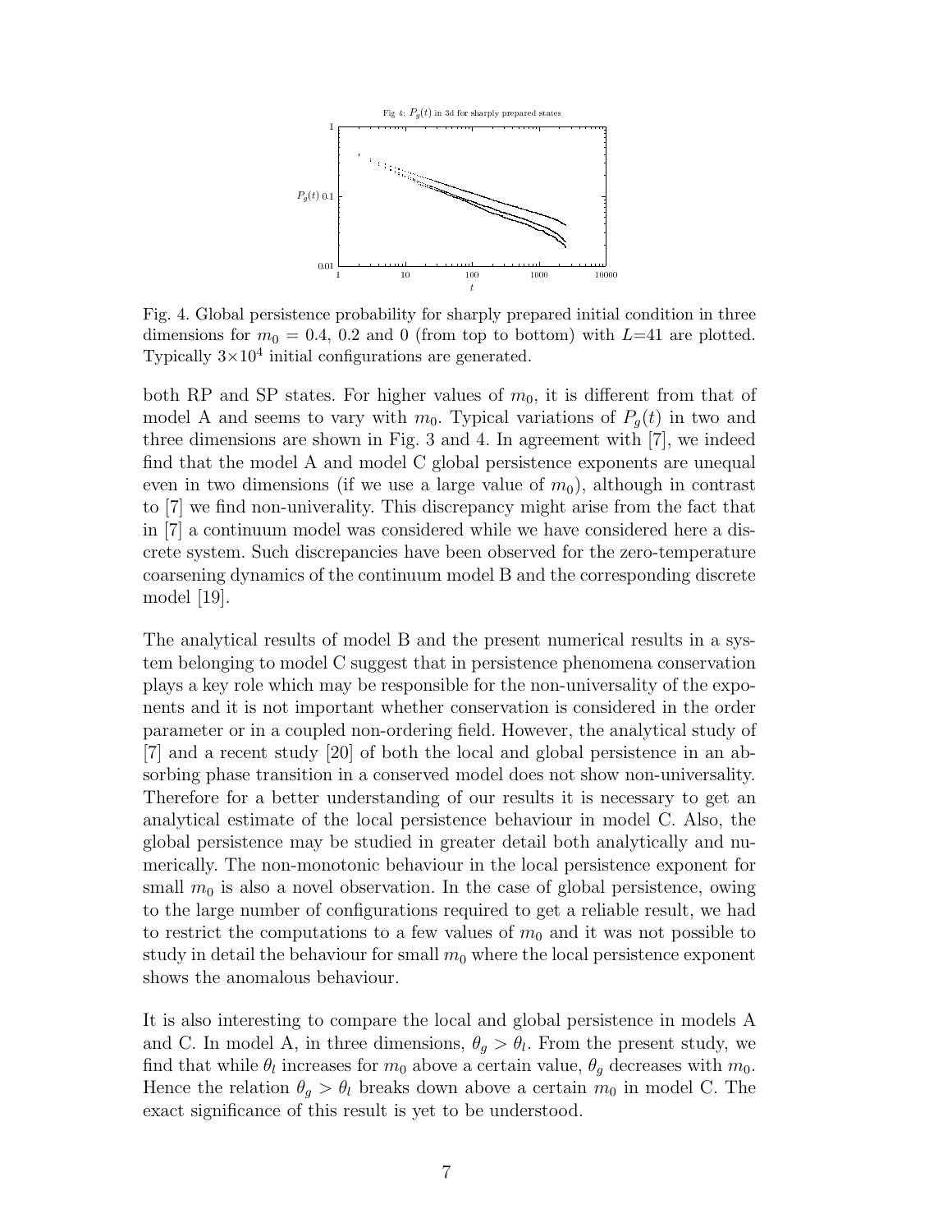Fig. 4. Global persistence probability for sharply prepared initial condition in three dimensions for $m_0 = 0.4$, 0.2 and 0 (from top to bottom) with $L$=41 are plotted. Typically $3\times10^4$ initial configurations are generated.

both RP and SP states. For higher values of $m_0$, it is different from that of model A and seems to vary with $m_0$. Typical variations of $P_g(t)$ in two and three dimensions are shown in Fig. 3 and 4. In agreement with [7], we indeed find that the model A and model C global persistence exponents are unequal even in two dimensions (if we use a large value of $m_0$), although in contrast to [7] we find non-univerality. This discrepancy might arise from the fact that in [7] a continuum model was considered while we have considered here a discrete system. Such discrepancies have been observed for the zero-temperature coarsening dynamics of the continuum model B and the corresponding discrete model [19].

The analytical results of model B and the present numerical results in a system belonging to model C suggest that in persistence phenomena conservation plays a key role which may be responsible for the non-universality of the exponents and it is not important whether conservation is considered in the order parameter or in a coupled non-ordering field. However, the analytical study of [7] and a recent study [20] of both the local and global persistence in an absorbing phase transition in a conserved model does not show non-universality. Therefore for a better understanding of our results it is necessary to get an analytical estimate of the local persistence behaviour in model C. Also, the global persistence may be studied in greater detail both analytically and numerically. The non-monotonic behaviour in the local persistence exponent for small $m_0$ is also a novel observation. In the case of global persistence, owing to the large number of configurations required to get a reliable result, we had to restrict the computations to a few values of $m_0$ and it was not possible to study in detail the behaviour for small $m_0$ where the local persistence exponent shows the anomalous behaviour.

It is also interesting to compare the local and global persistence in models A and C. In model A, in three dimensions, $\theta_g > \theta_l$. From the present study, we find that while $\theta_l$ increases for $m_0$ above a certain value, $\theta_g$ decreases with $m_0$. Hence the relation $\theta_g > \theta_l$ breaks down above a certain $m_0$ in model C. The exact significance of this result is yet to be understood.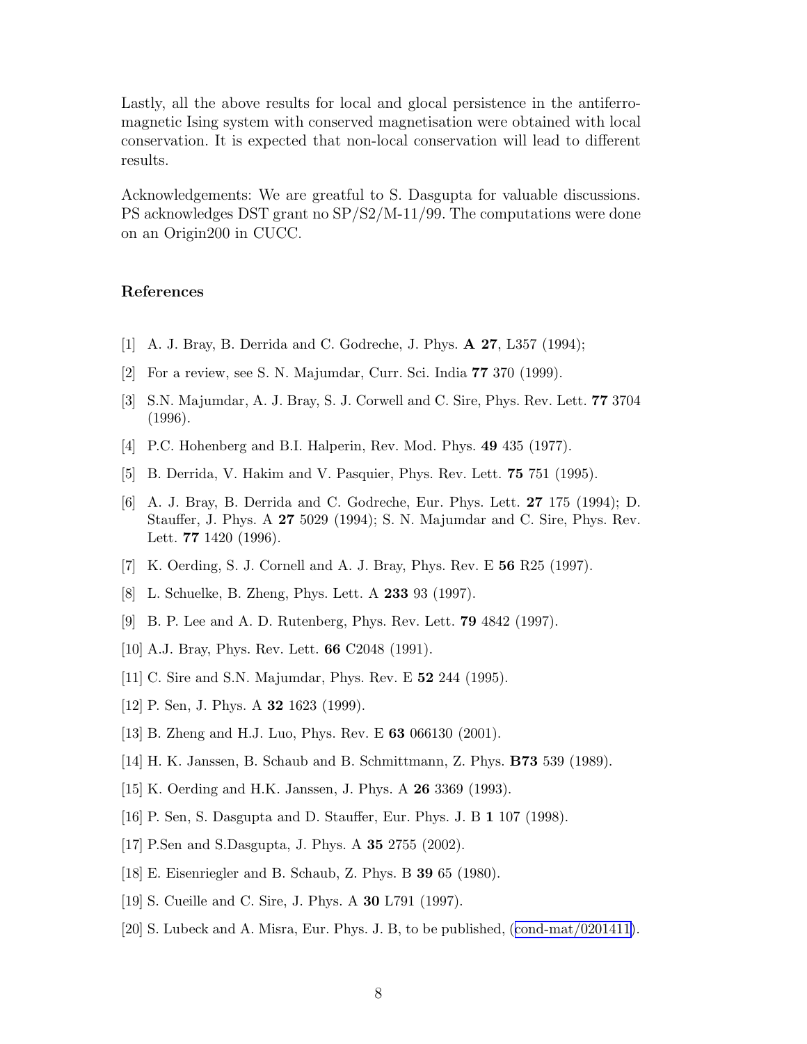Lastly, all the above results for local and glocal persistence in the antiferromagnetic Ising system with conserved magnetisation were obtained with local conservation. It is expected that non-local conservation will lead to different results.

Acknowledgements: We are greatful to S. Dasgupta for valuable discussions. PS acknowledges DST grant no SP/S2/M-11/99. The computations were done on an Origin200 in CUCC.

## References

[1] A. J. Bray, B. Derrida and C. Godreche, J. Phys. **A 27**, L357 (1994);

[2] For a review, see S. N. Majumdar, Curr. Sci. India **77** 370 (1999).

[3] S.N. Majumdar, A. J. Bray, S. J. Corwell and C. Sire, Phys. Rev. Lett. **77** 3704 (1996).

[4] P.C. Hohenberg and B.I. Halperin, Rev. Mod. Phys. **49** 435 (1977).

[5] B. Derrida, V. Hakim and V. Pasquier, Phys. Rev. Lett. **75** 751 (1995).

[6] A. J. Bray, B. Derrida and C. Godreche, Eur. Phys. Lett. **27** 175 (1994); D. Stauffer, J. Phys. A **27** 5029 (1994); S. N. Majumdar and C. Sire, Phys. Rev. Lett. **77** 1420 (1996).

[7] K. Oerding, S. J. Cornell and A. J. Bray, Phys. Rev. E **56** R25 (1997).

[8] L. Schuelke, B. Zheng, Phys. Lett. A **233** 93 (1997).

[9] B. P. Lee and A. D. Rutenberg, Phys. Rev. Lett. **79** 4842 (1997).

[10] A.J. Bray, Phys. Rev. Lett. **66** C2048 (1991).

[11] C. Sire and S.N. Majumdar, Phys. Rev. E **52** 244 (1995).

[12] P. Sen, J. Phys. A **32** 1623 (1999).

[13] B. Zheng and H.J. Luo, Phys. Rev. E **63** 066130 (2001).

[14] H. K. Janssen, B. Schaub and B. Schmittmann, Z. Phys. **B73** 539 (1989).

[15] K. Oerding and H.K. Janssen, J. Phys. A **26** 3369 (1993).

[16] P. Sen, S. Dasgupta and D. Stauffer, Eur. Phys. J. B **1** 107 (1998).

[17] P.Sen and S.Dasgupta, J. Phys. A **35** 2755 (2002).

[18] E. Eisenriegler and B. Schaub, Z. Phys. B **39** 65 (1980).

[19] S. Cueille and C. Sire, J. Phys. A **30** L791 (1997).

[20] S. Lubeck and A. Misra, Eur. Phys. J. B, to be published, (cond-mat/0201411).